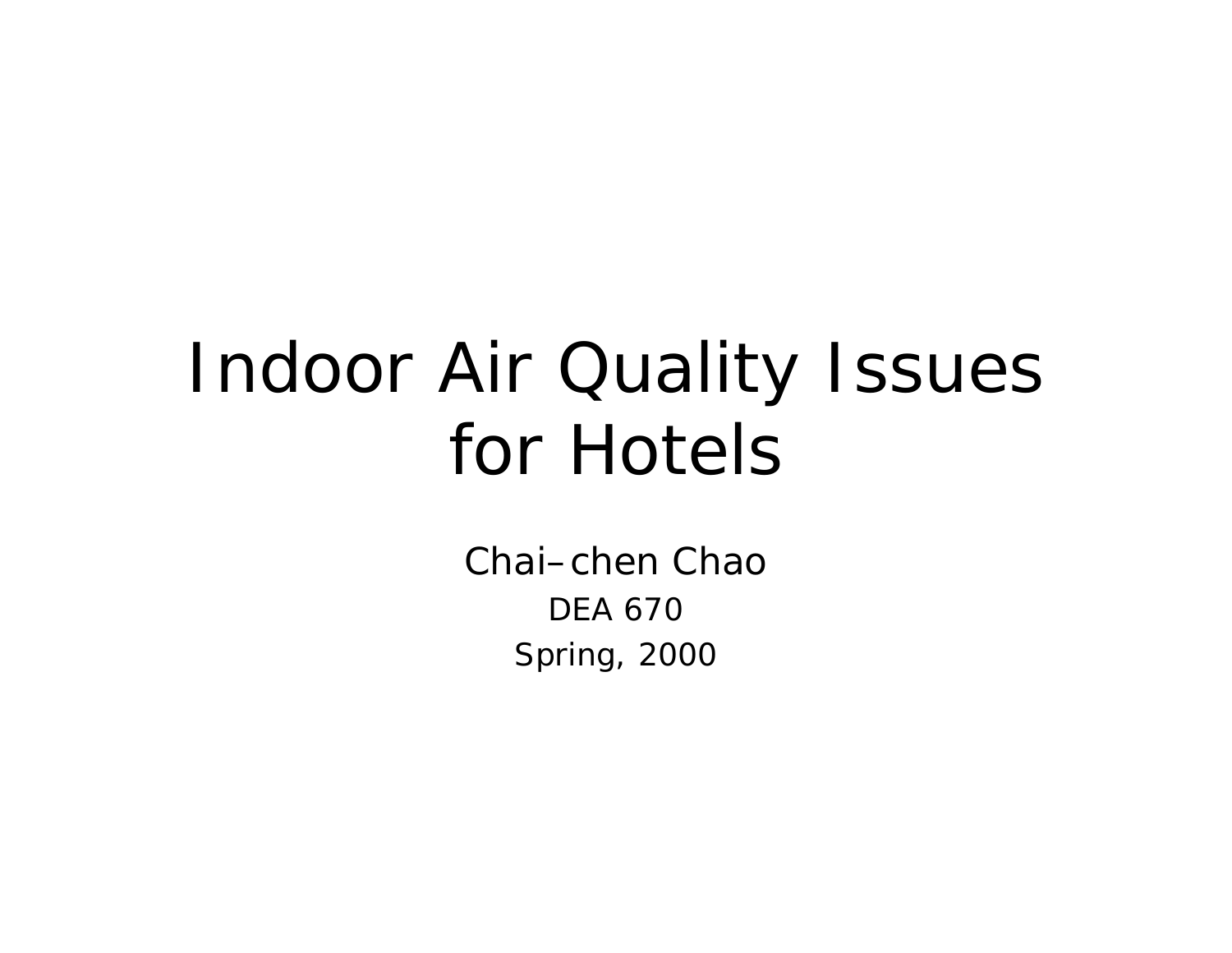# Indoor Air Quality Issues for Hotels

Chai–chen Chao

DEA 670

Spring, 2000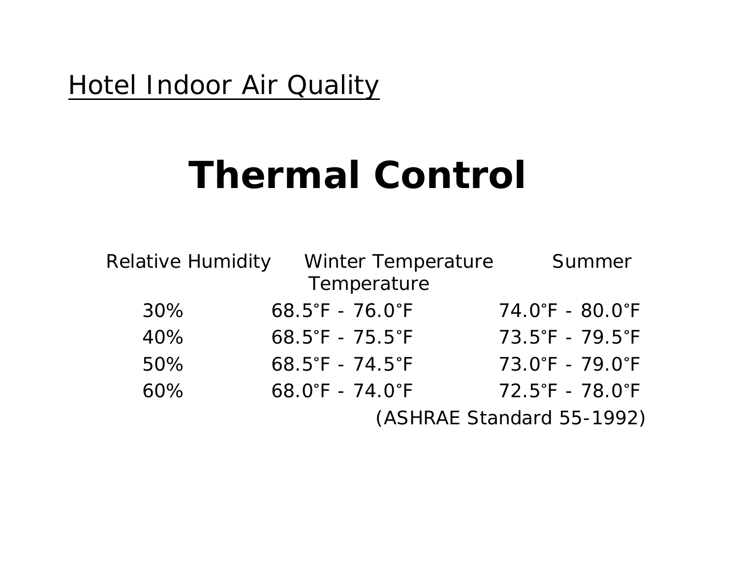Hotel Indoor Air Quality

# Thermal Control

| Relative Humidity | Winter Temperature | Summer Temperature |
|---|---|---|
| 30% | 68.5°F - 76.0°F | 74.0°F - 80.0°F |
| 40% | 68.5°F - 75.5°F | 73.5°F - 79.5°F |
| 50% | 68.5°F - 74.5°F | 73.0°F - 79.0°F |
| 60% | 68.0°F - 74.0°F | 72.5°F - 78.0°F |

(ASHRAE Standard 55-1992)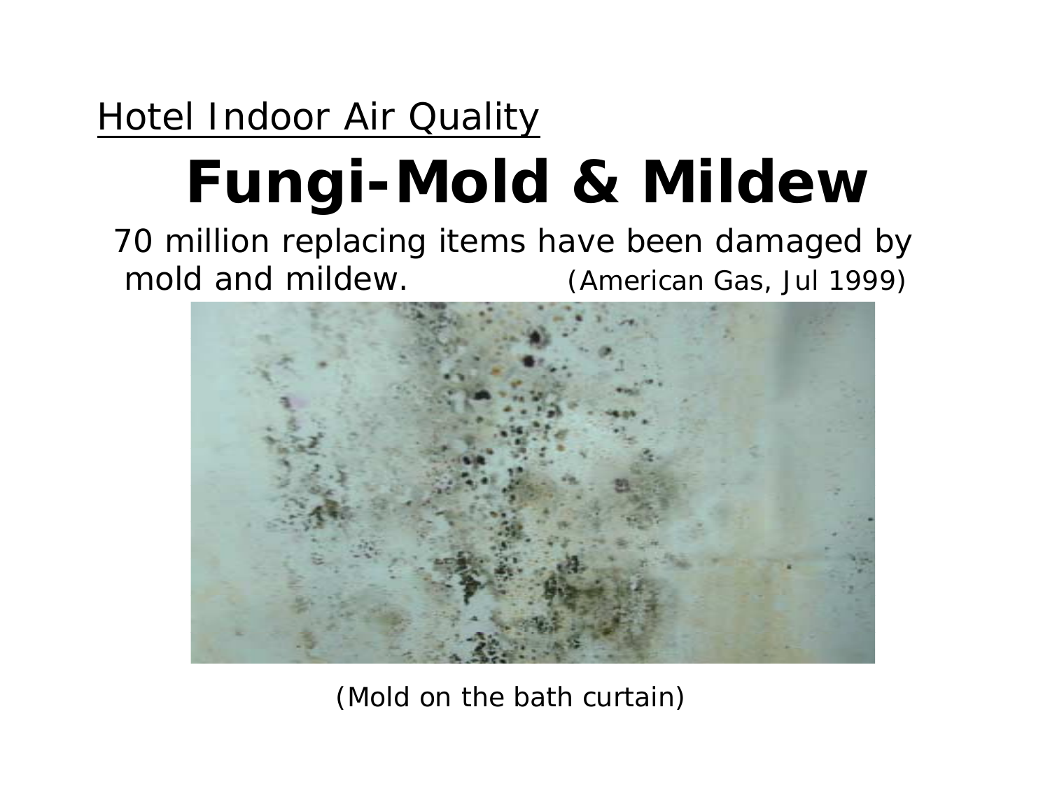Hotel Indoor Air Quality

# Fungi-Mold & Mildew

70 million replacing items have been damaged by mold and mildew. (American Gas, Jul 1999)

(Mold on the bath curtain)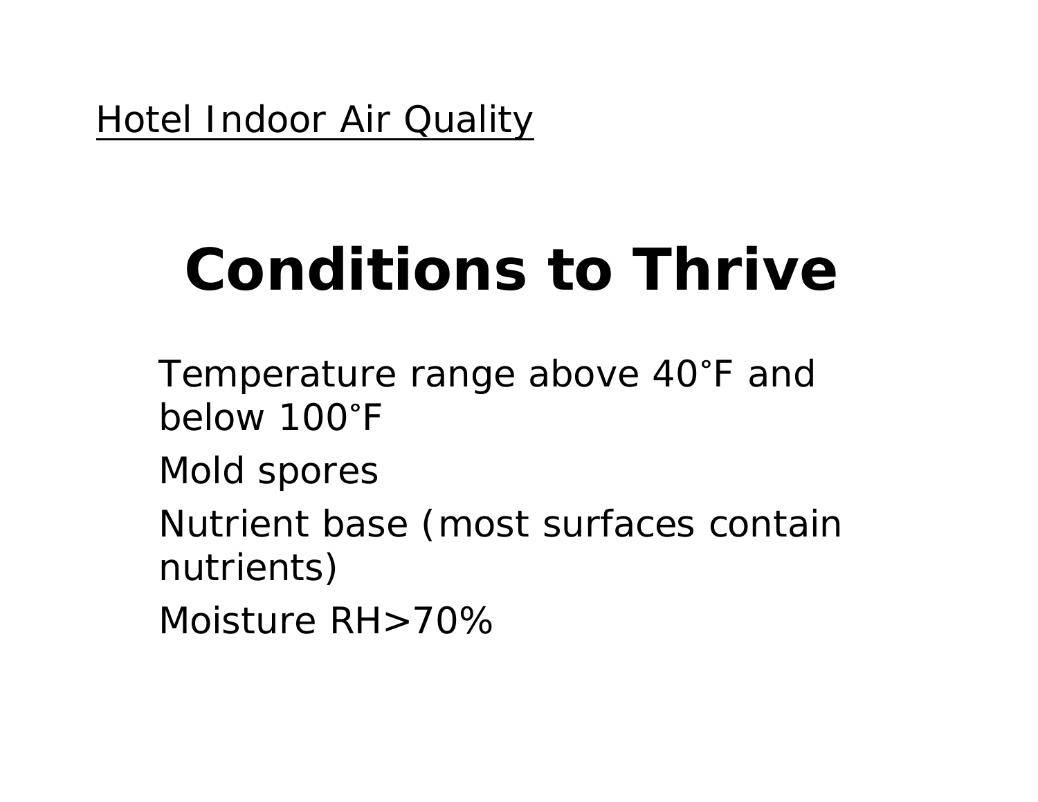# Conditions to Thrive

- Temperature range above 40°F and below 100°F
- Mold spores
- Nutrient base (most surfaces contain nutrients)
- Moisture RH>70%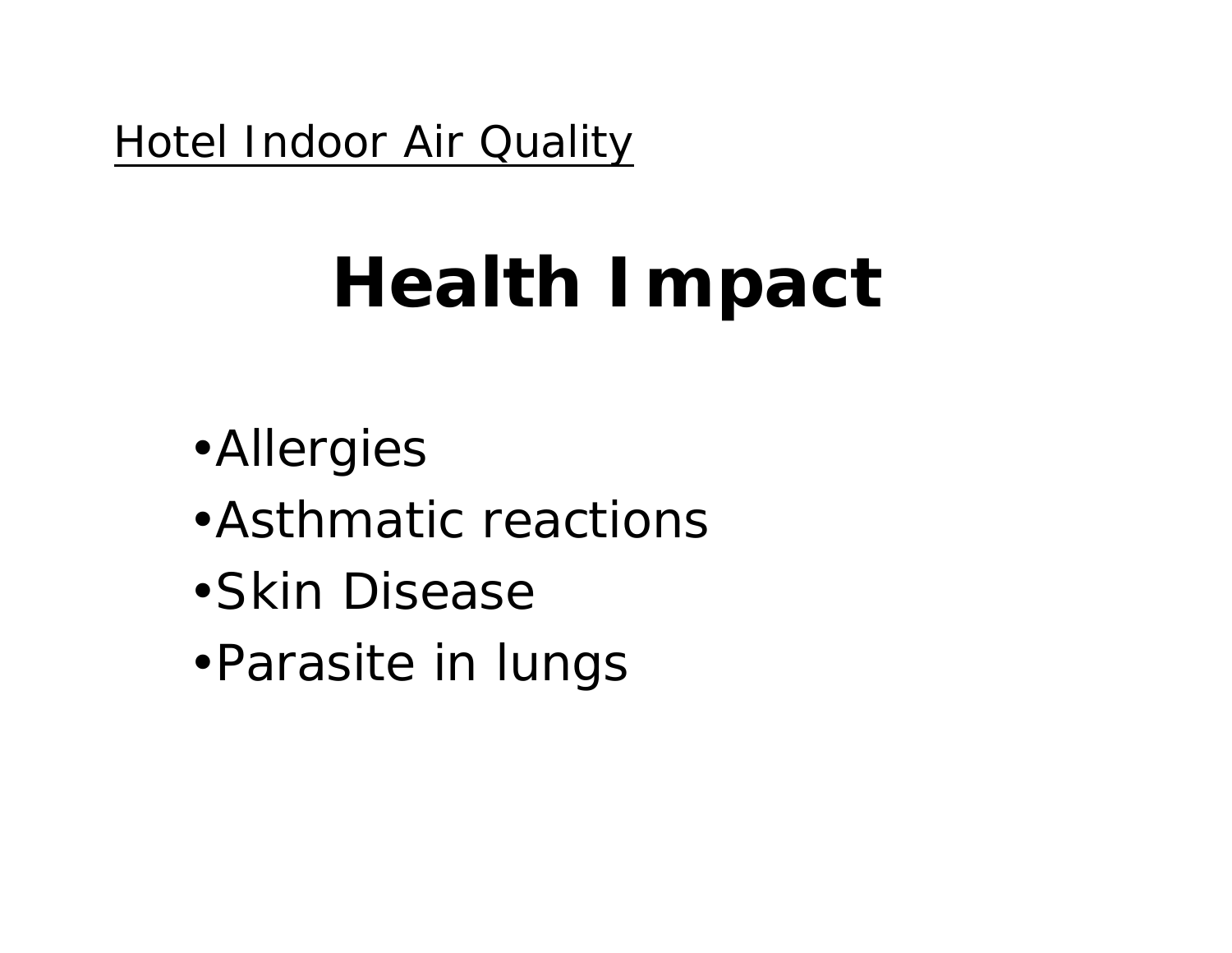# Health Impact

- Allergies
- Asthmatic reactions
- Skin Disease
- Parasite in lungs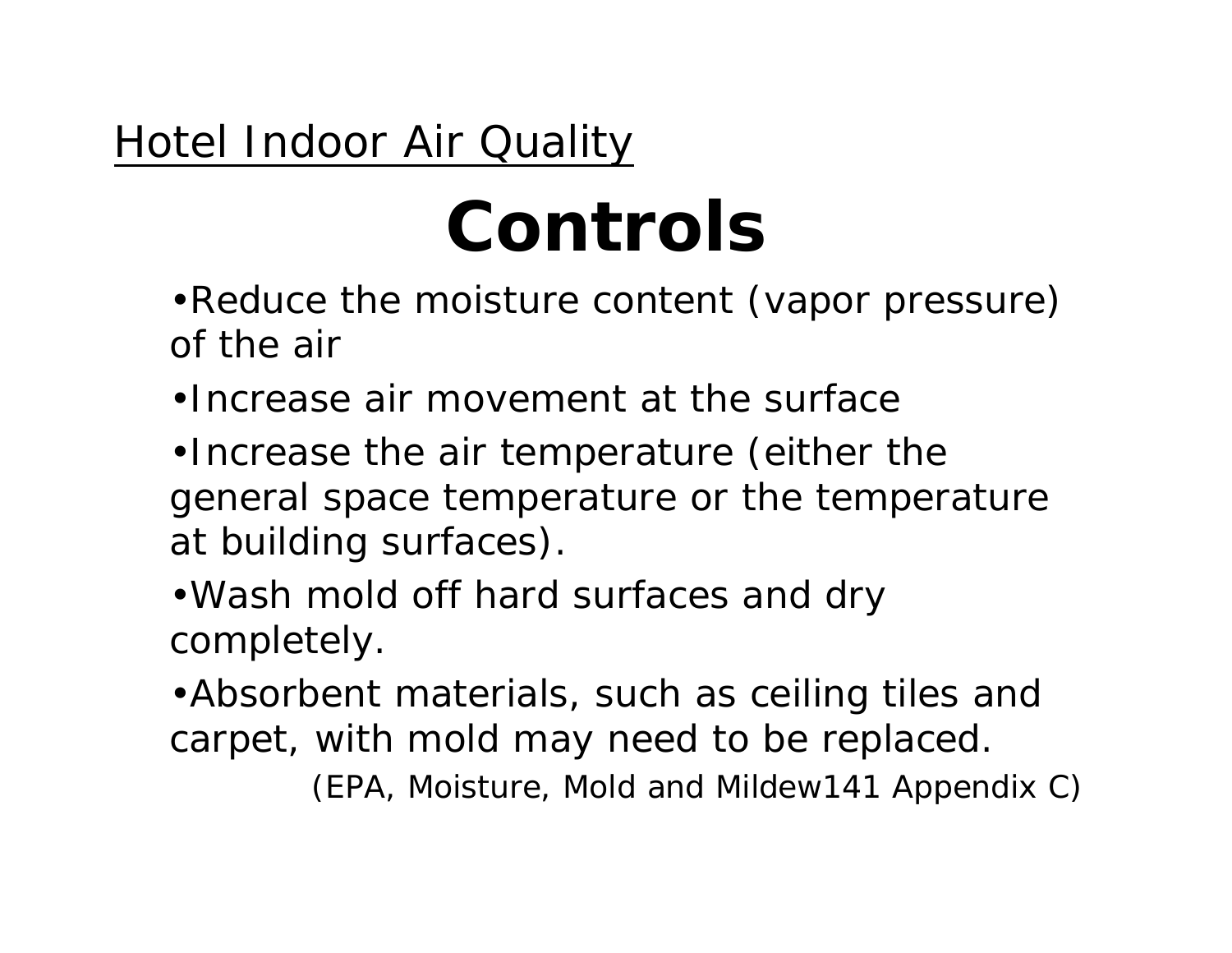Hotel Indoor Air Quality

# Controls

- Reduce the moisture content (vapor pressure) of the air
- Increase air movement at the surface
- Increase the air temperature (either the general space temperature or the temperature at building surfaces).
- Wash mold off hard surfaces and dry completely.
- Absorbent materials, such as ceiling tiles and carpet, with mold may need to be replaced.

(EPA, Moisture, Mold and Mildew141 Appendix C)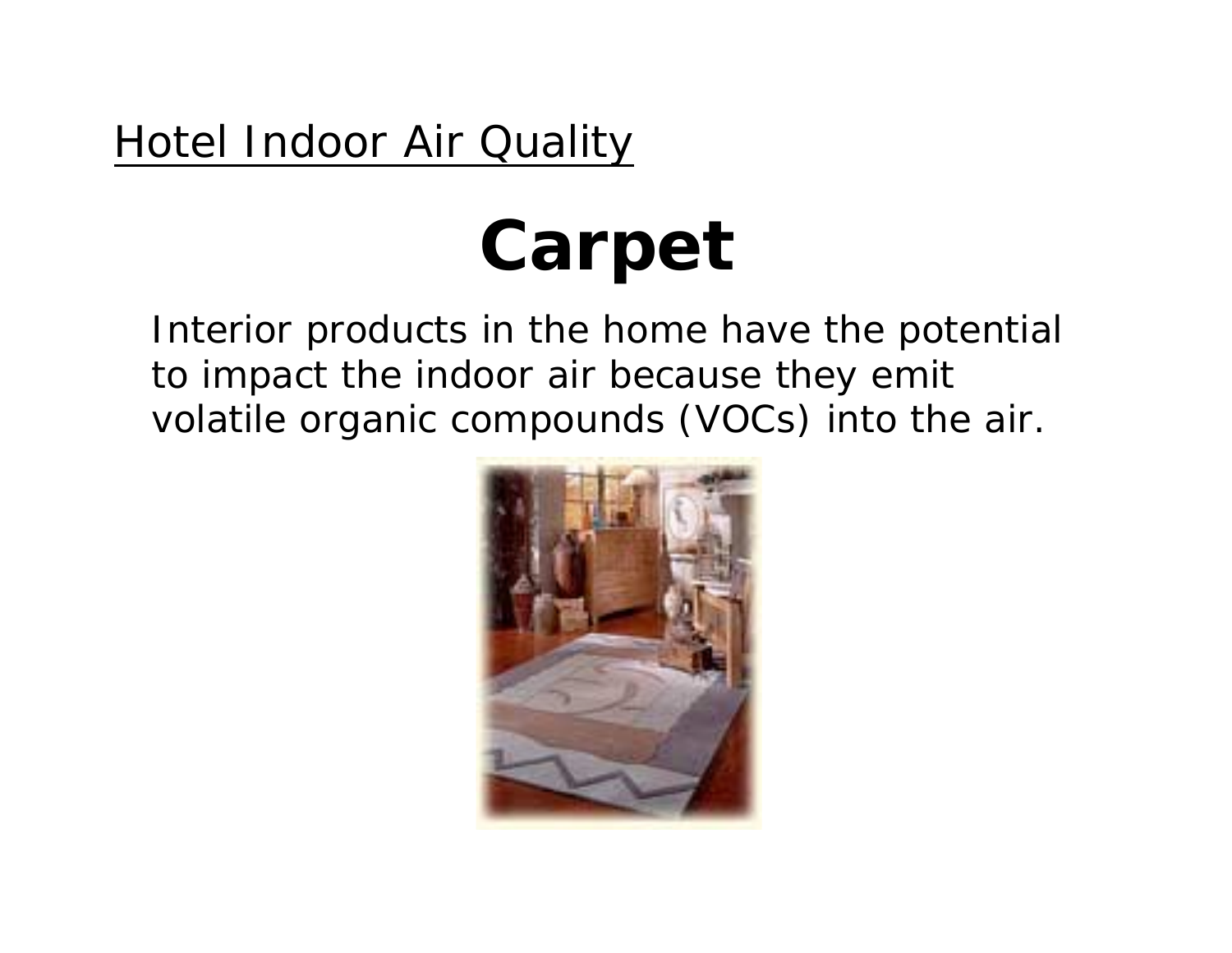Hotel Indoor Air Quality

# Carpet

Interior products in the home have the potential to impact the indoor air because they emit volatile organic compounds (VOCs) into the air.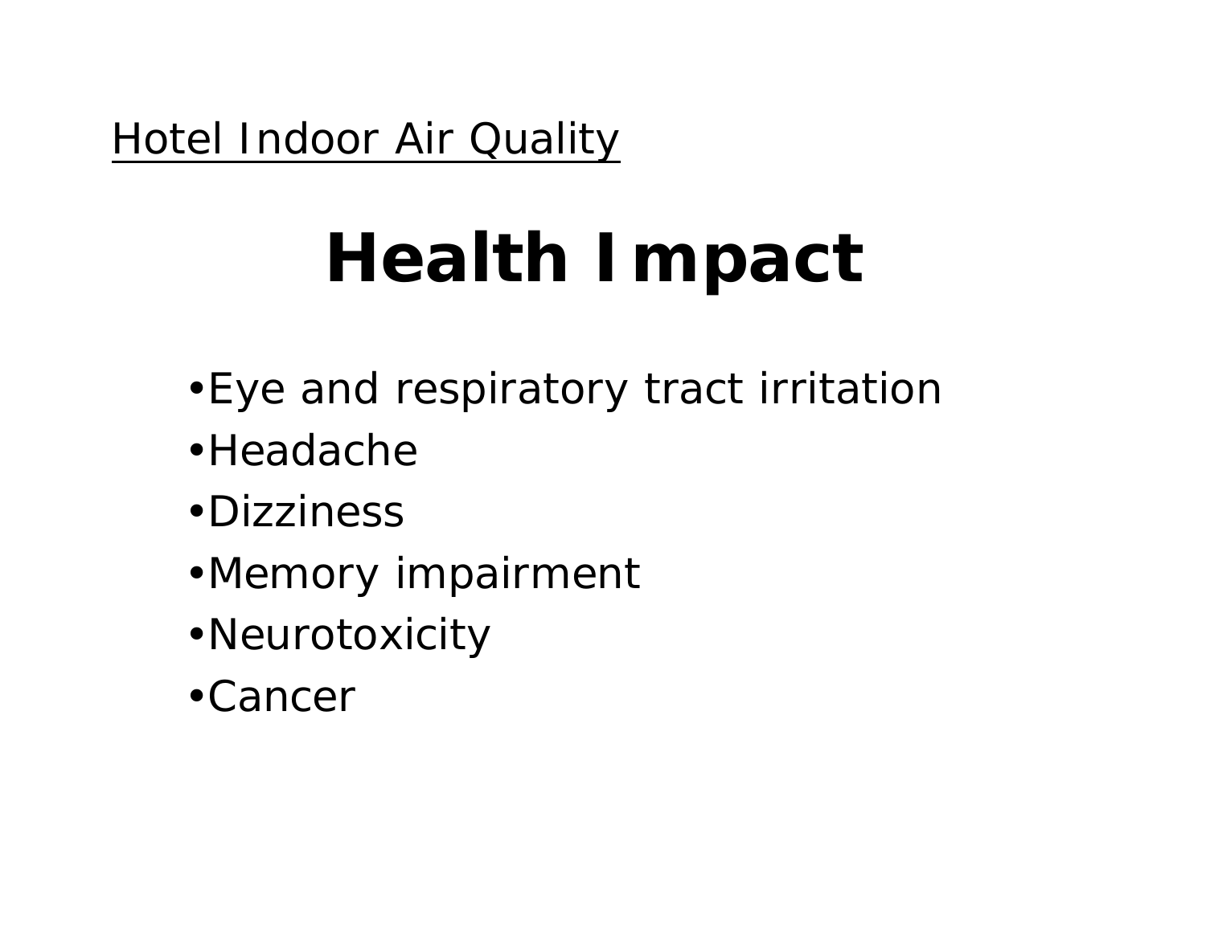Hotel Indoor Air Quality

# Health Impact

- Eye and respiratory tract irritation
- Headache
- Dizziness
- Memory impairment
- Neurotoxicity
- Cancer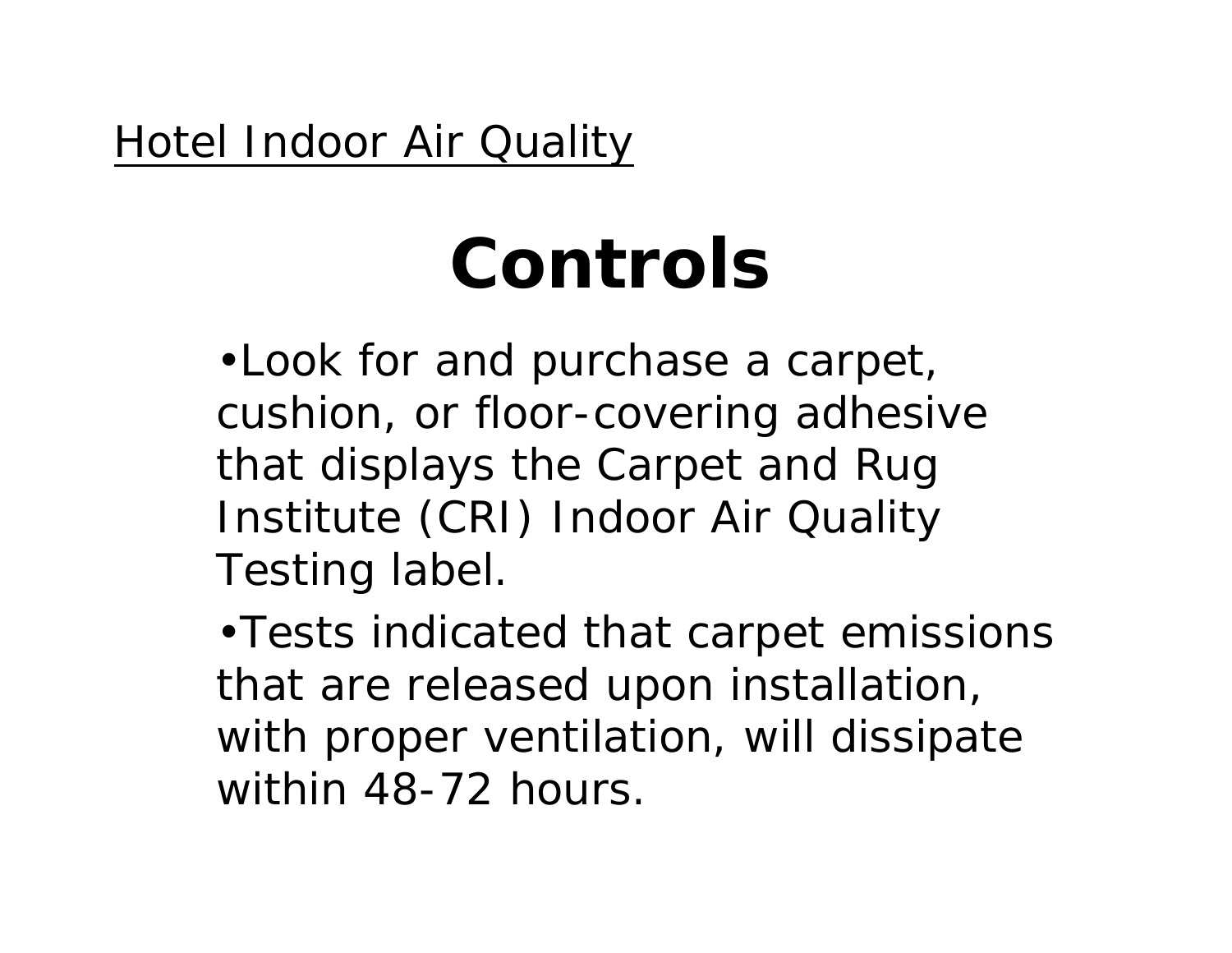# Controls

- Look for and purchase a carpet, cushion, or floor-covering adhesive that displays the Carpet and Rug Institute (CRI) Indoor Air Quality Testing label.
- Tests indicated that carpet emissions that are released upon installation, with proper ventilation, will dissipate within 48-72 hours.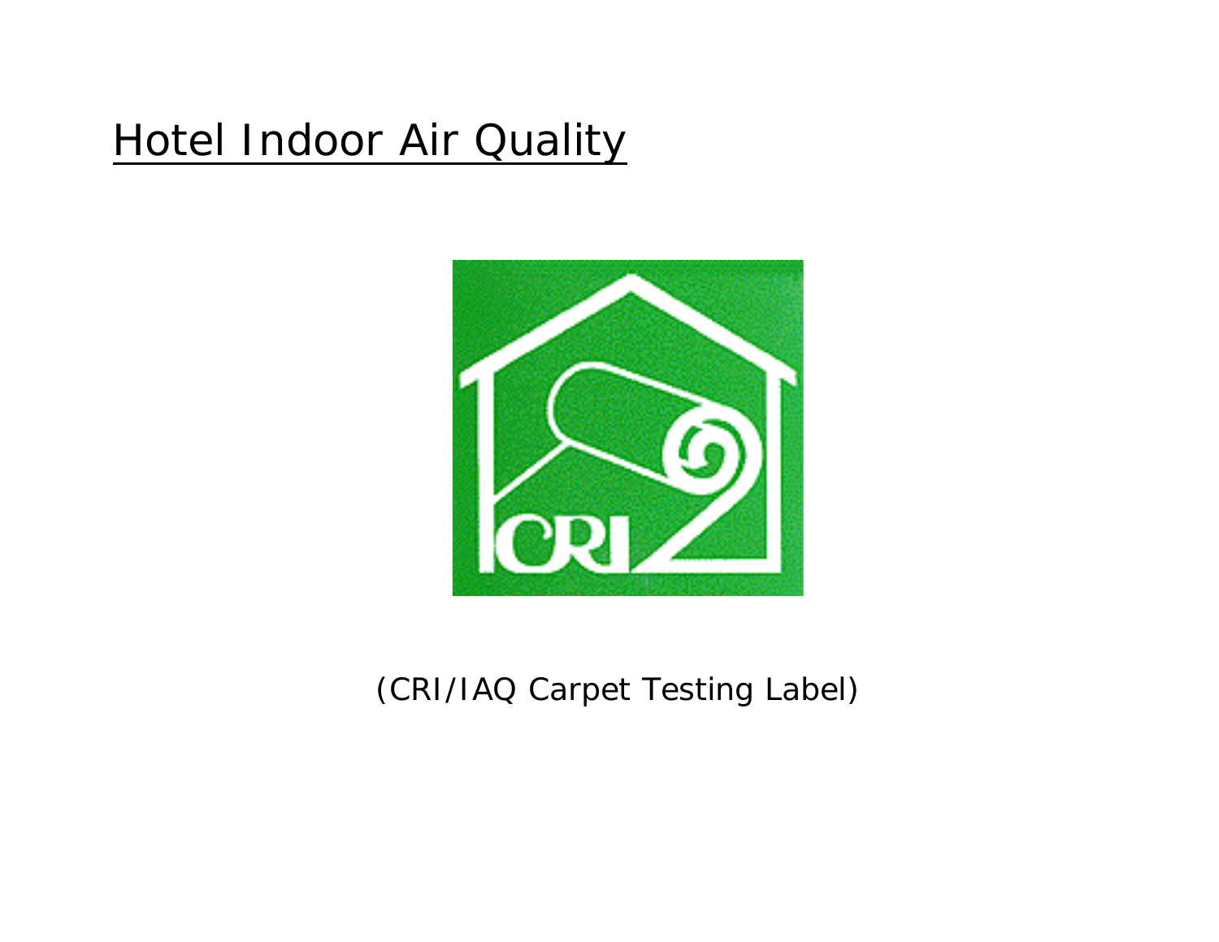# Hotel Indoor Air Quality

(CRI/IAQ Carpet Testing Label)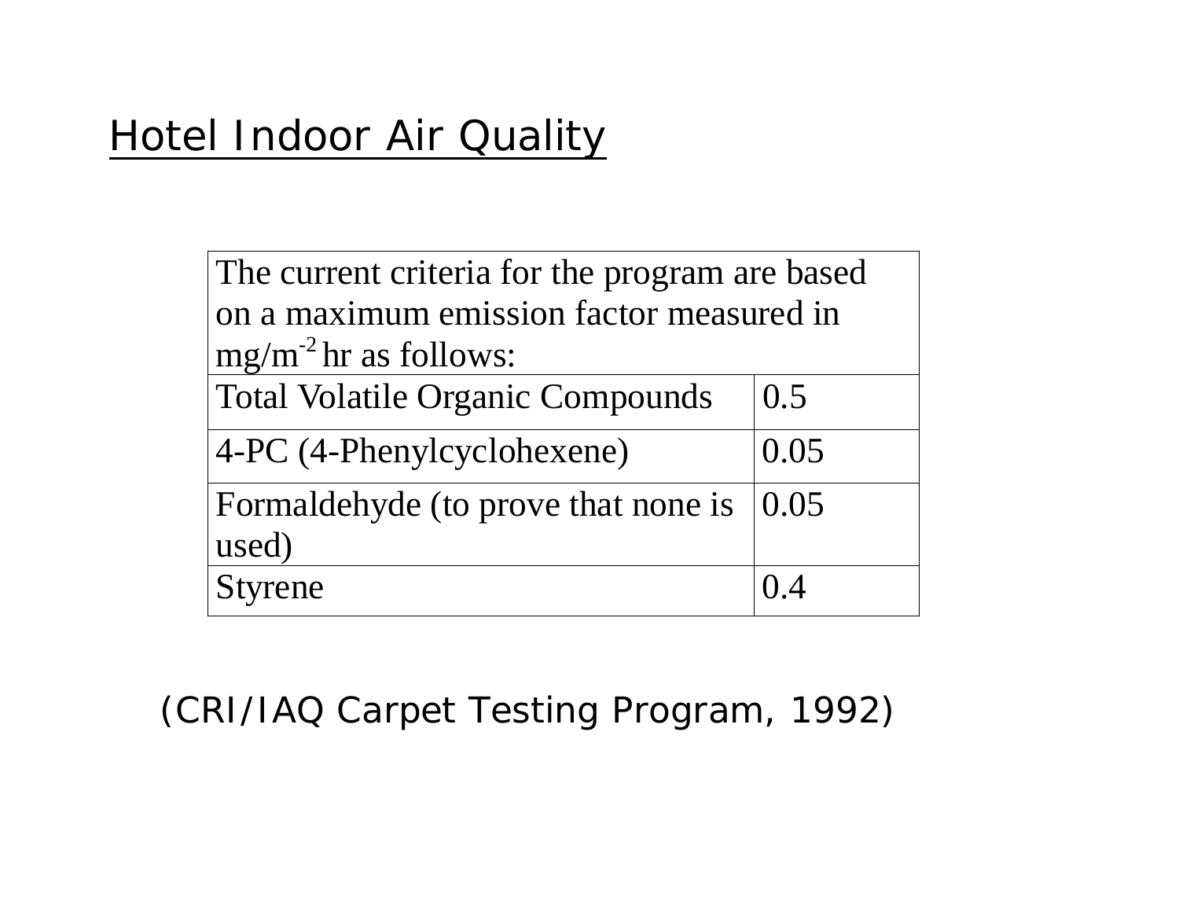## Hotel Indoor Air Quality

| The current criteria for the program are based on a maximum emission factor measured in $mg/m^{-2}$ hr as follows: | |
|---|---|
| Total Volatile Organic Compounds | 0.5 |
| 4-PC (4-Phenylcyclohexene) | 0.05 |
| Formaldehyde (to prove that none is used) | 0.05 |
| Styrene | 0.4 |

(CRI/IAQ Carpet Testing Program, 1992)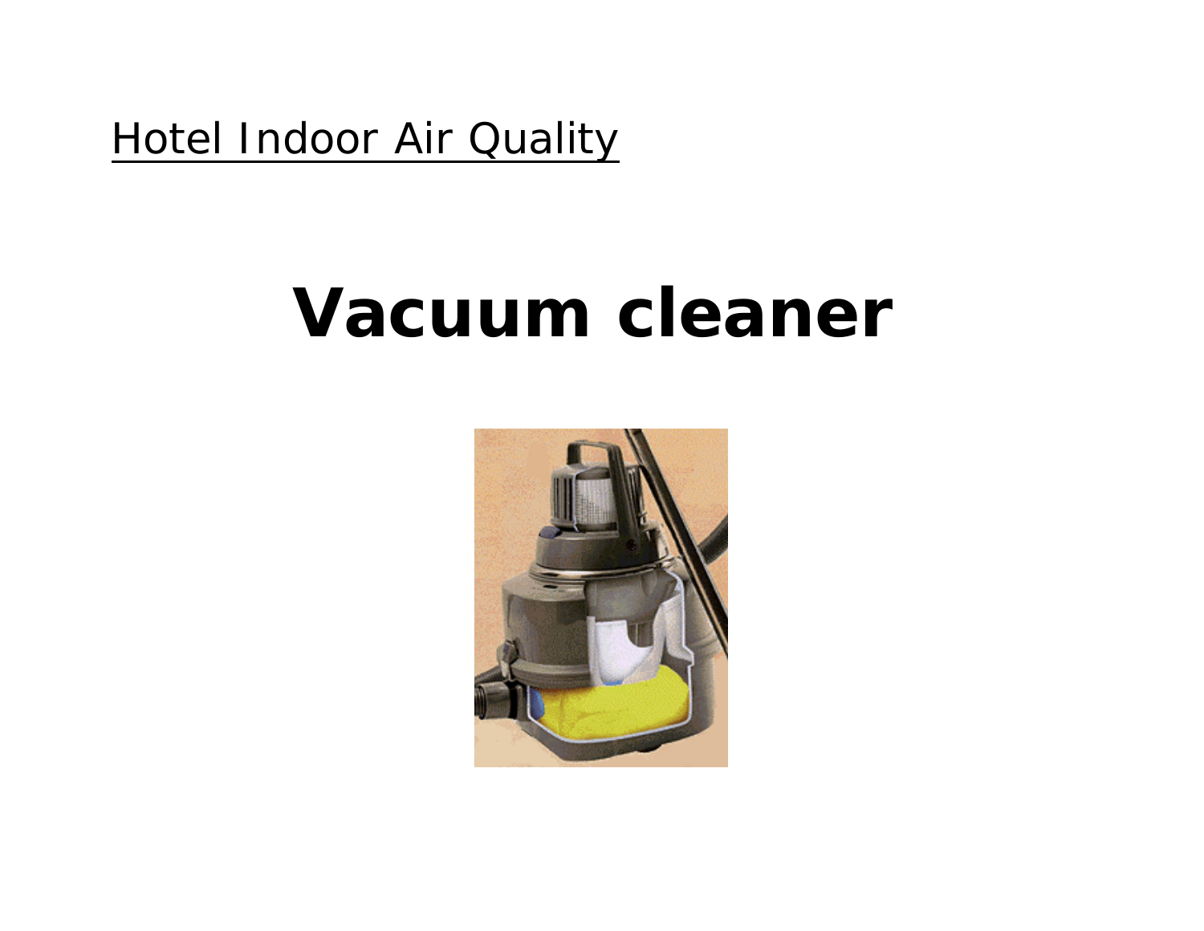Hotel Indoor Air Quality

# Vacuum cleaner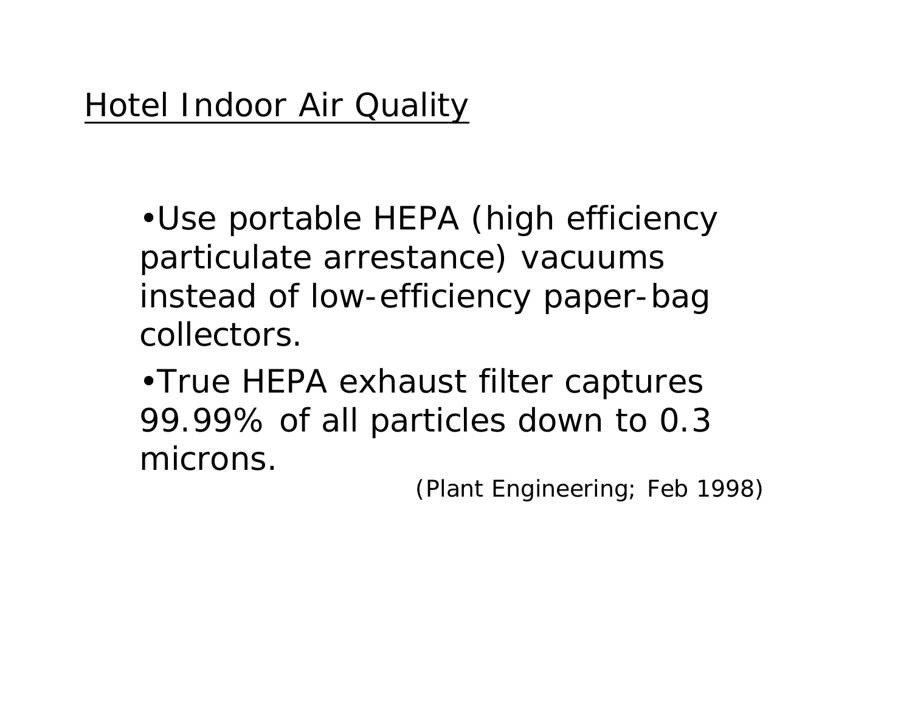## Hotel Indoor Air Quality

- Use portable HEPA (high efficiency particulate arrestance) vacuums instead of low-efficiency paper-bag collectors.
- True HEPA exhaust filter captures 99.99% of all particles down to 0.3 microns.

(Plant Engineering; Feb 1998)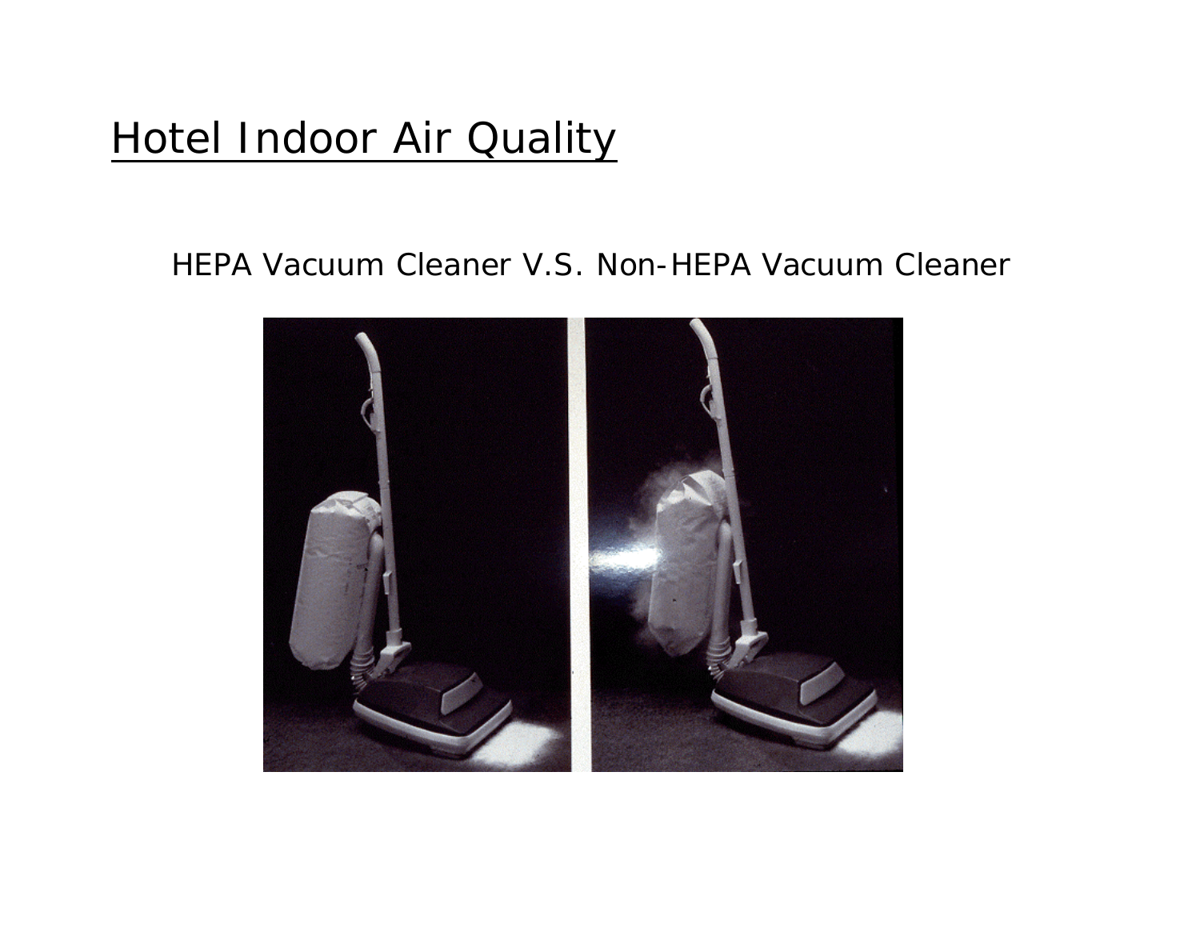# Hotel Indoor Air Quality

HEPA Vacuum Cleaner V.S. Non-HEPA Vacuum Cleaner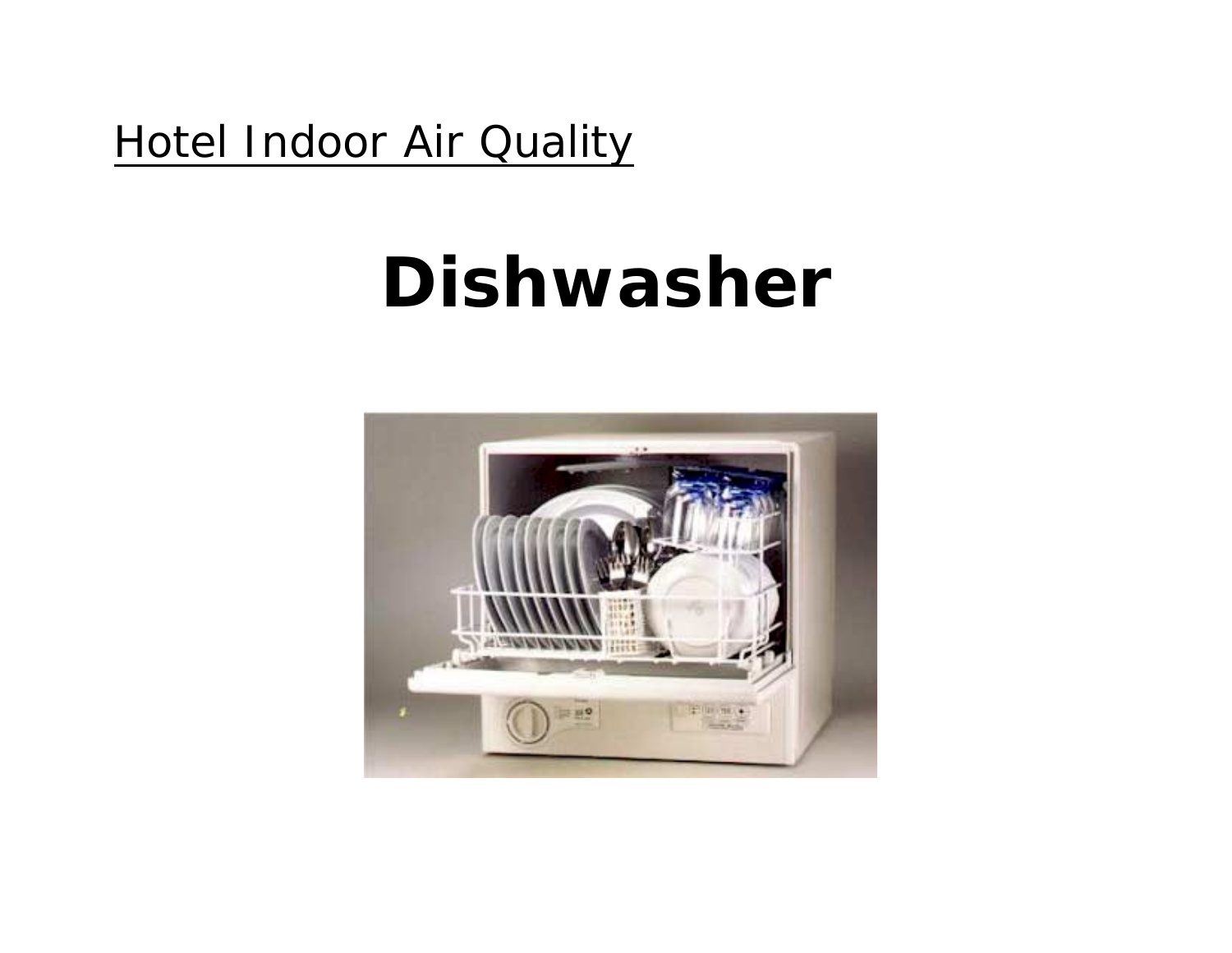Hotel Indoor Air Quality

# Dishwasher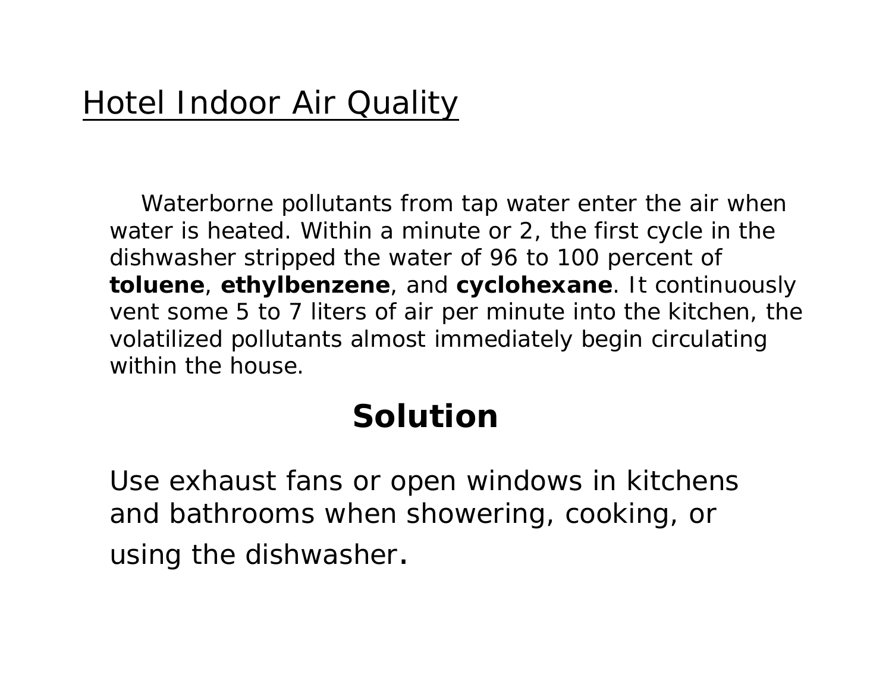# Hotel Indoor Air Quality

Waterborne pollutants from tap water enter the air when water is heated. Within a minute or 2, the first cycle in the dishwasher stripped the water of 96 to 100 percent of **toluene**, **ethylbenzene**, and **cyclohexane**. It continuously vent some 5 to 7 liters of air per minute into the kitchen, the volatilized pollutants almost immediately begin circulating within the house.

## Solution

Use exhaust fans or open windows in kitchens and bathrooms when showering, cooking, or using the dishwasher.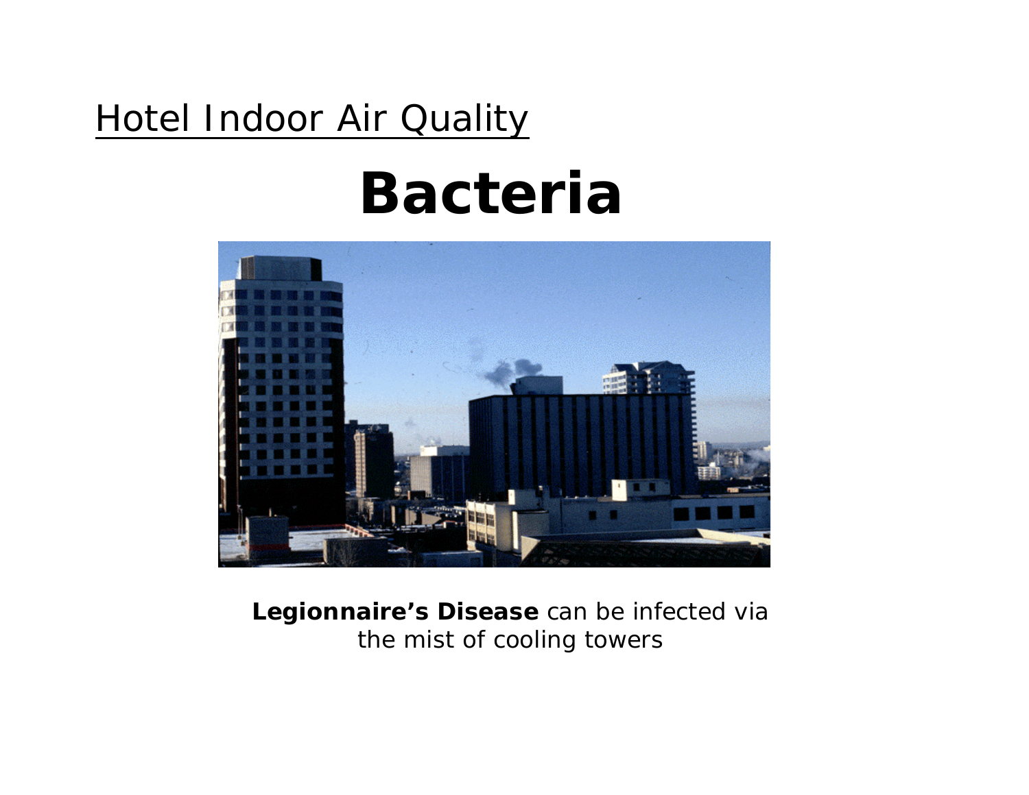Hotel Indoor Air Quality

# Bacteria

**Legionnaire's Disease** can be infected via the mist of cooling towers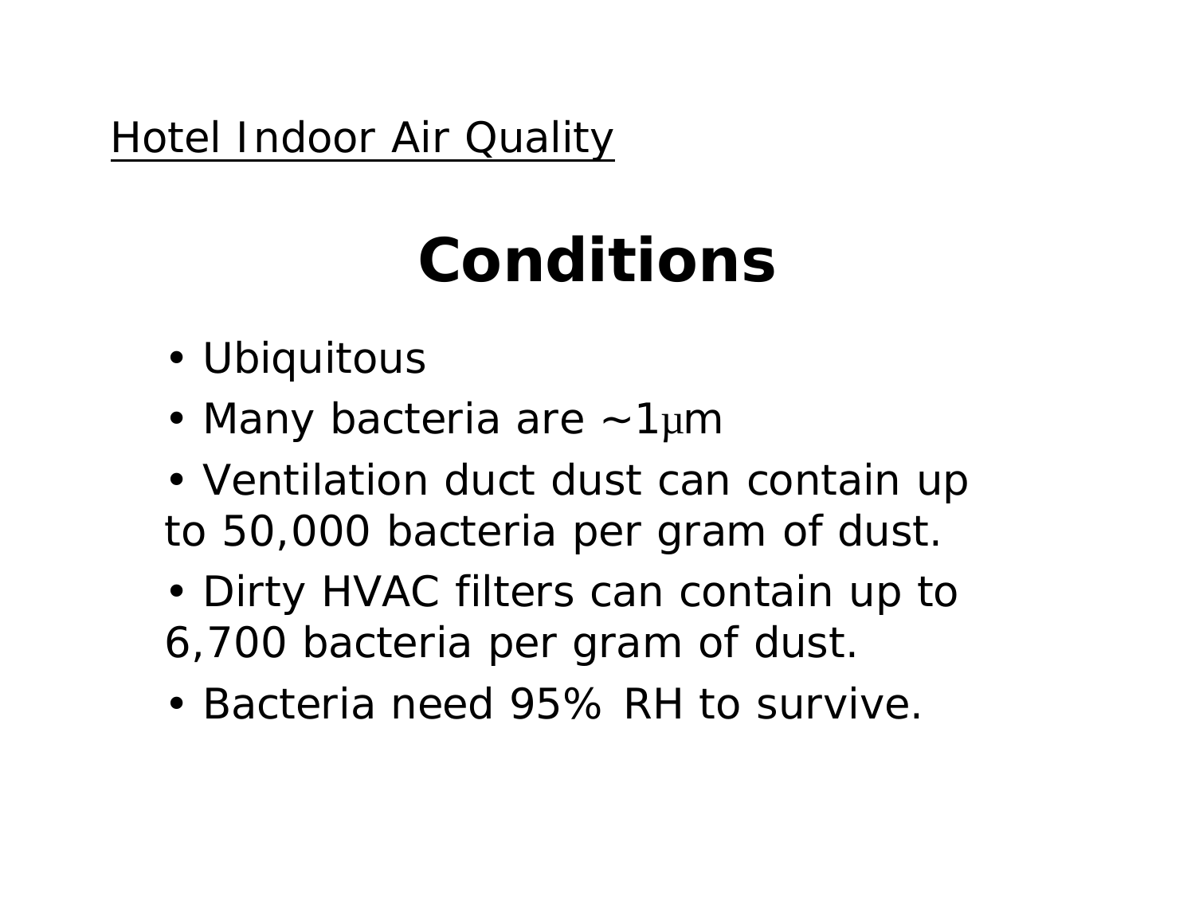# Conditions

- Ubiquitous
- Many bacteria are ~1μm
- Ventilation duct dust can contain up to 50,000 bacteria per gram of dust.
- Dirty HVAC filters can contain up to 6,700 bacteria per gram of dust.
- Bacteria need 95% RH to survive.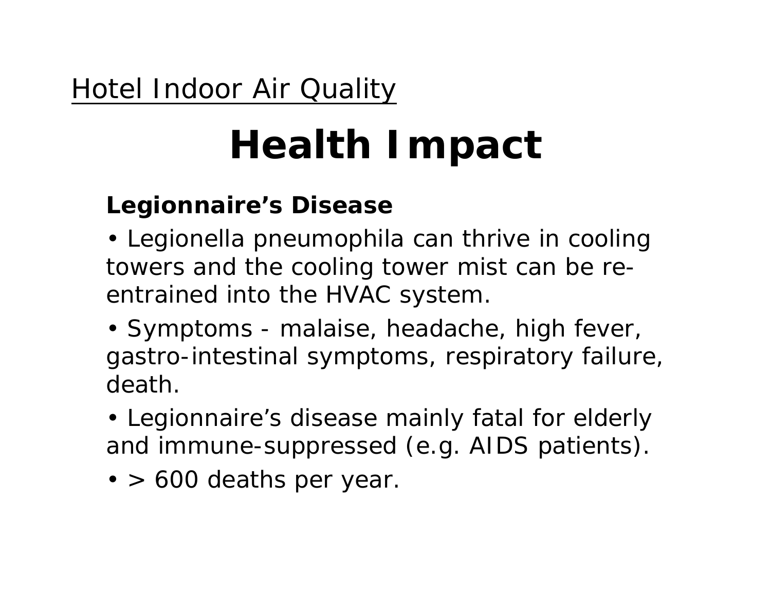Hotel Indoor Air Quality

# Health Impact

**Legionnaire's Disease**

- Legionella pneumophila can thrive in cooling towers and the cooling tower mist can be re-entrained into the HVAC system.
- Symptoms - malaise, headache, high fever, gastro-intestinal symptoms, respiratory failure, death.
- Legionnaire's disease mainly fatal for elderly and immune-suppressed (e.g. AIDS patients).
- > 600 deaths per year.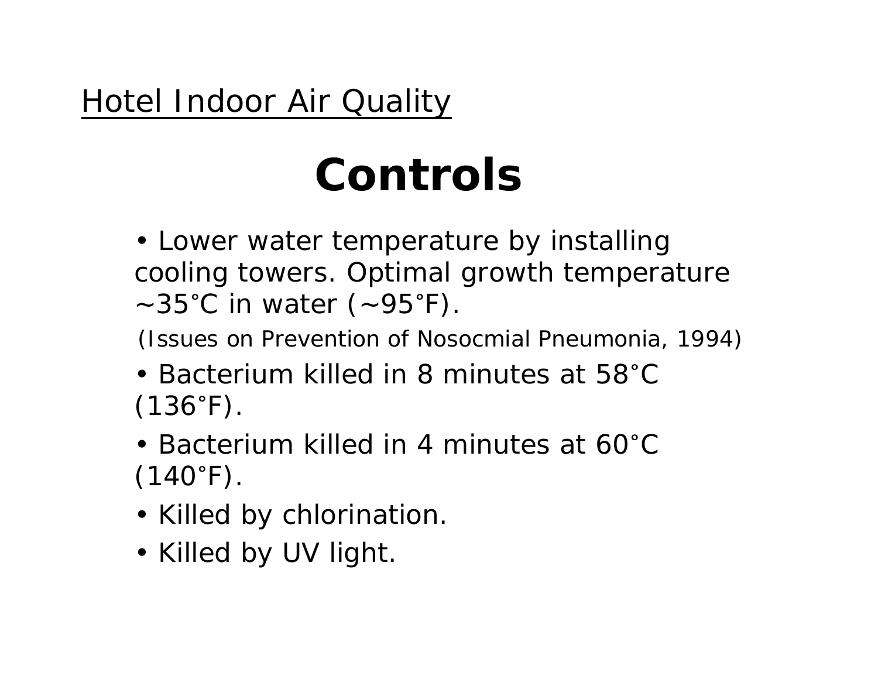Hotel Indoor Air Quality

# Controls

- Lower water temperature by installing cooling towers. Optimal growth temperature ~35˚C in water (~95˚F).

(Issues on Prevention of Nosocmial Pneumonia, 1994)

- Bacterium killed in 8 minutes at 58˚C (136˚F).
- Bacterium killed in 4 minutes at 60˚C (140˚F).
- Killed by chlorination.
- Killed by UV light.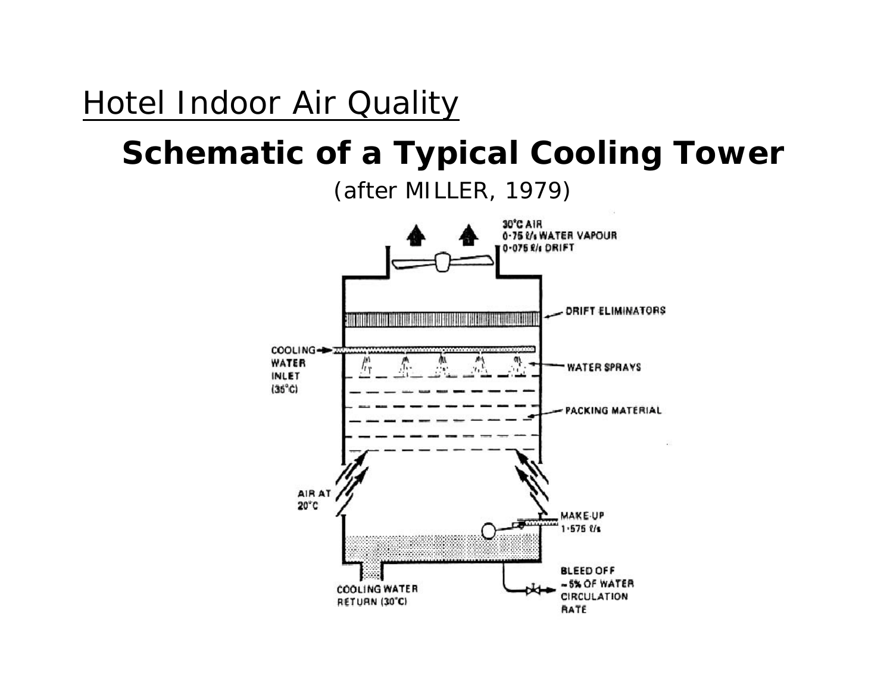## Hotel Indoor Air Quality

# Schematic of a Typical Cooling Tower

(after MILLER, 1979)

30°C AIR
0·75 ℓ/s WATER VAPOUR
0·075 ℓ/s DRIFT

DRIFT ELIMINATORS

COOLING WATER INLET (35°C)

WATER SPRAYS

PACKING MATERIAL

AIR AT 20°C

MAKE-UP 1·575 ℓ/s

BLEED OFF ~5% OF WATER CIRCULATION RATE

COOLING WATER RETURN (30°C)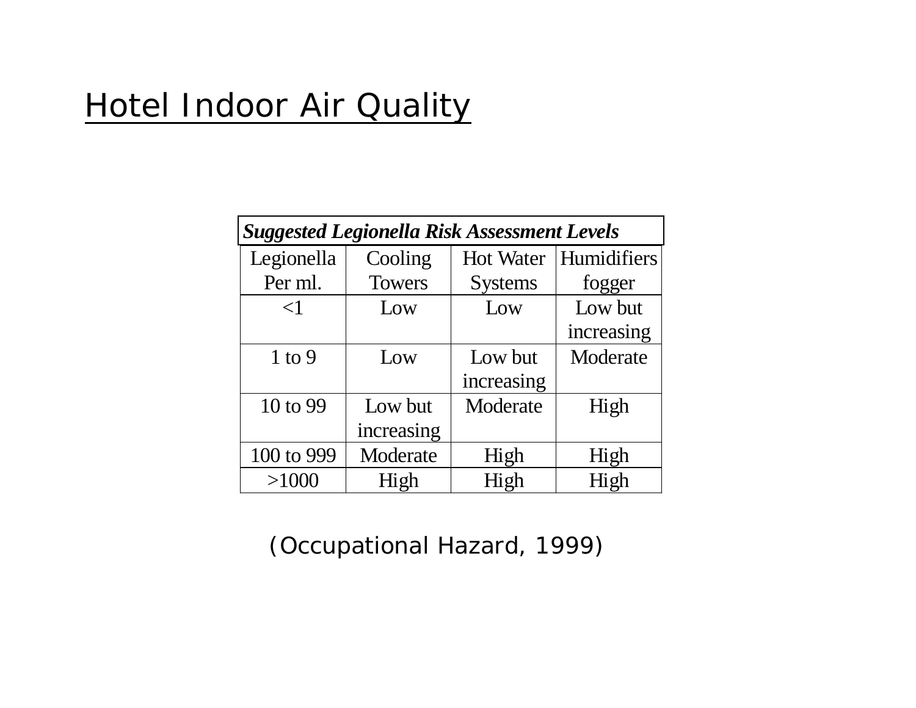# Hotel Indoor Air Quality

| *Suggested Legionella Risk Assessment Levels* | | | |
|---|---|---|---|
| Legionella Per ml. | Cooling Towers | Hot Water Systems | Humidifiers fogger |
| <1 | Low | Low | Low but increasing |
| 1 to 9 | Low | Low but increasing | Moderate |
| 10 to 99 | Low but increasing | Moderate | High |
| 100 to 999 | Moderate | High | High |
| >1000 | High | High | High |

(Occupational Hazard, 1999)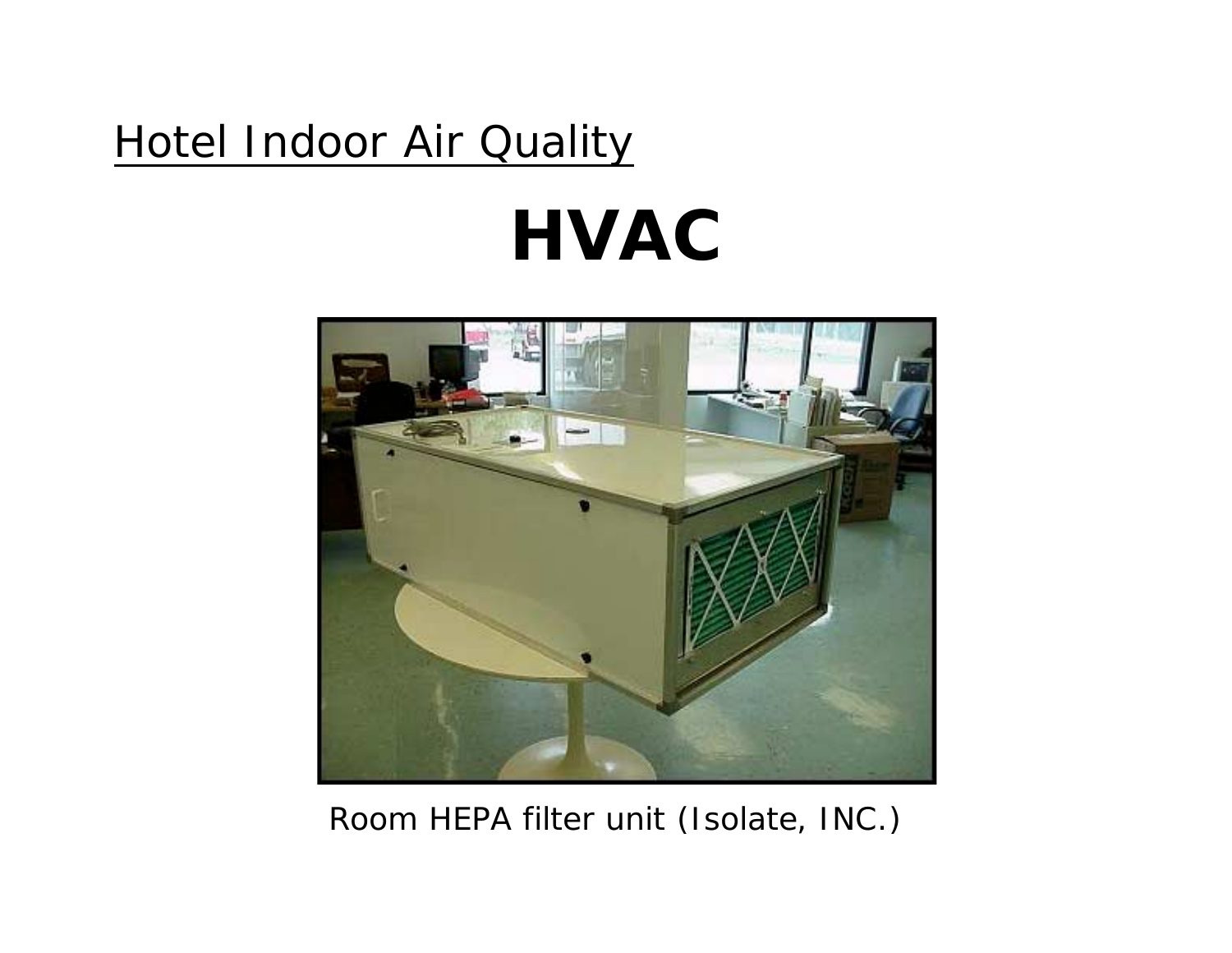Hotel Indoor Air Quality

# HVAC

Room HEPA filter unit (Isolate, INC.)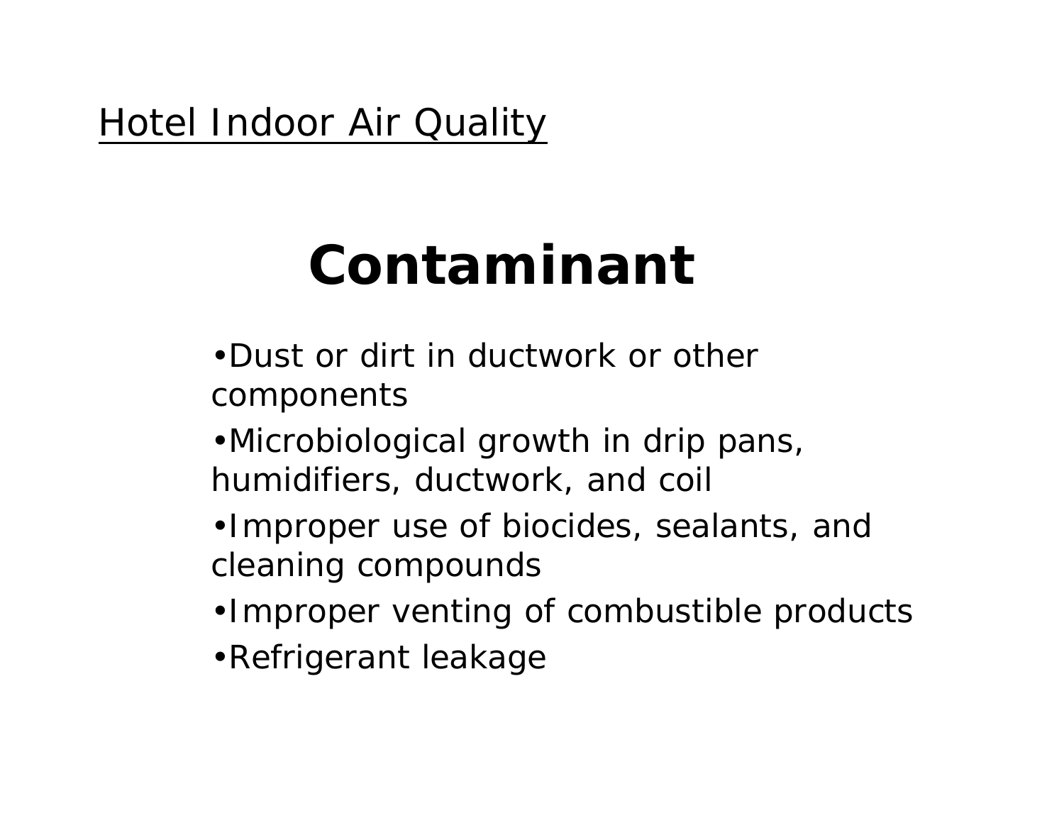Hotel Indoor Air Quality

# Contaminant

- Dust or dirt in ductwork or other components
- Microbiological growth in drip pans, humidifiers, ductwork, and coil
- Improper use of biocides, sealants, and cleaning compounds
- Improper venting of combustible products
- Refrigerant leakage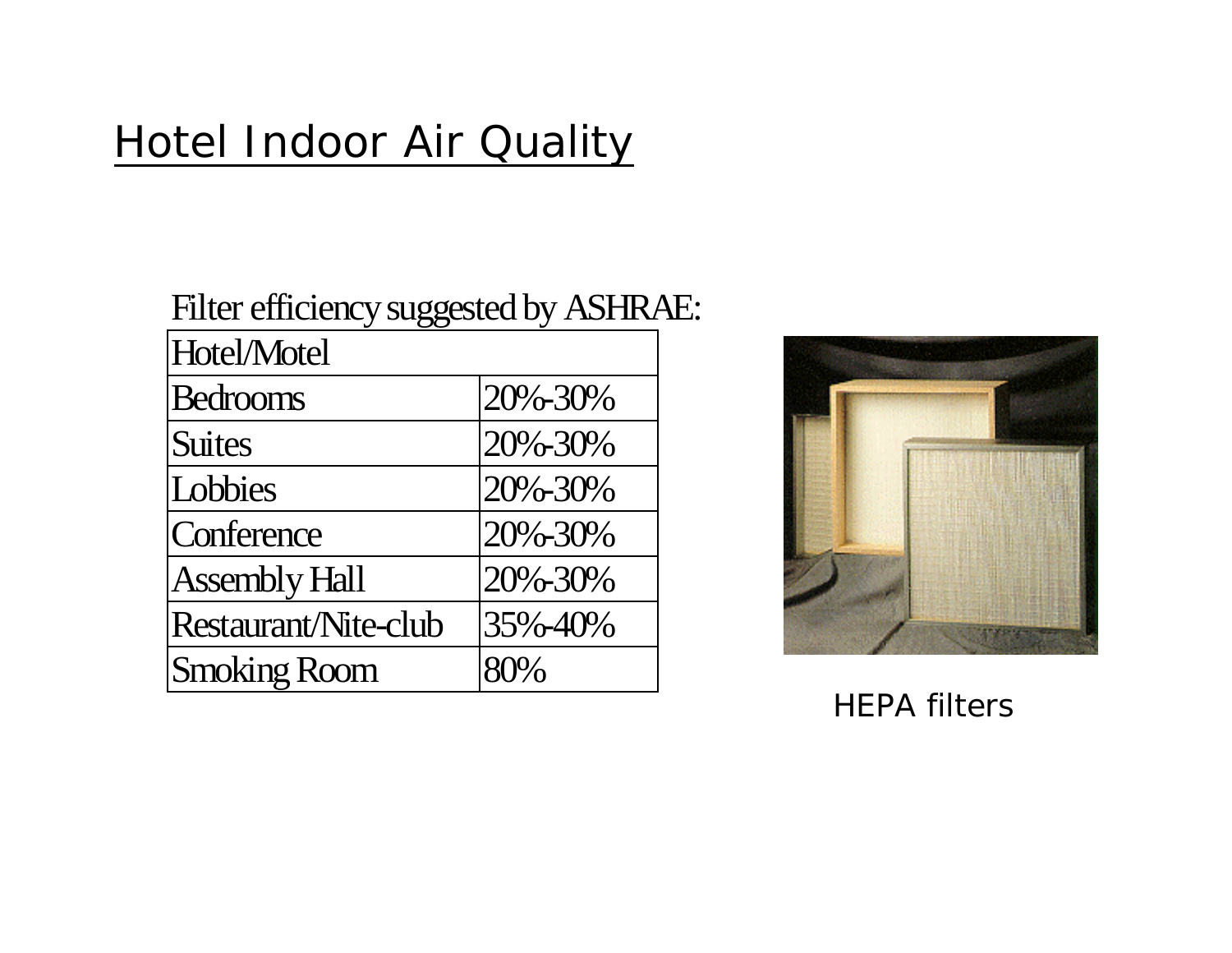# Hotel Indoor Air Quality

Filter efficiency suggested by ASHRAE:

| Hotel/Motel | |
|---|---|
| Bedrooms | 20%-30% |
| Suites | 20%-30% |
| Lobbies | 20%-30% |
| Conference | 20%-30% |
| Assembly Hall | 20%-30% |
| Restaurant/Nite-club | 35%-40% |
| Smoking Room | 80% |

HEPA filters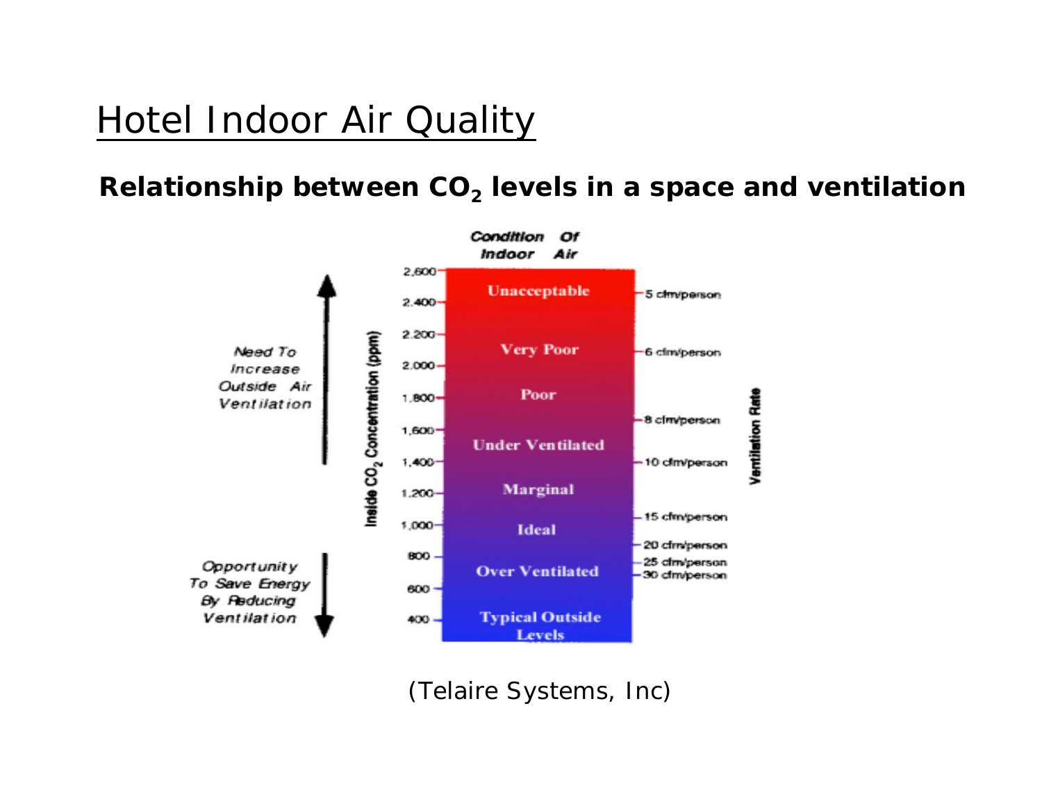# Hotel Indoor Air Quality

**Relationship between $CO_2$ levels in a space and ventilation**

Condition Of Indoor Air

Need To Increase Outside Air Ventilation

Opportunity To Save Energy By Reducing Ventilation

Inside $CO_2$ Concentration (ppm)

2,600
2,400
2,200
2,000
1,800
1,600
1,400
1,200
1,000
800
600
400

Unacceptable
Very Poor
Poor
Under Ventilated
Marginal
Ideal
Over Ventilated
Typical Outside Levels

Ventilation Rate

5 cfm/person
6 cfm/person
8 cfm/person
10 cfm/person
15 cfm/person
20 cfm/person
25 cfm/person
30 cfm/person

(Telaire Systems, Inc)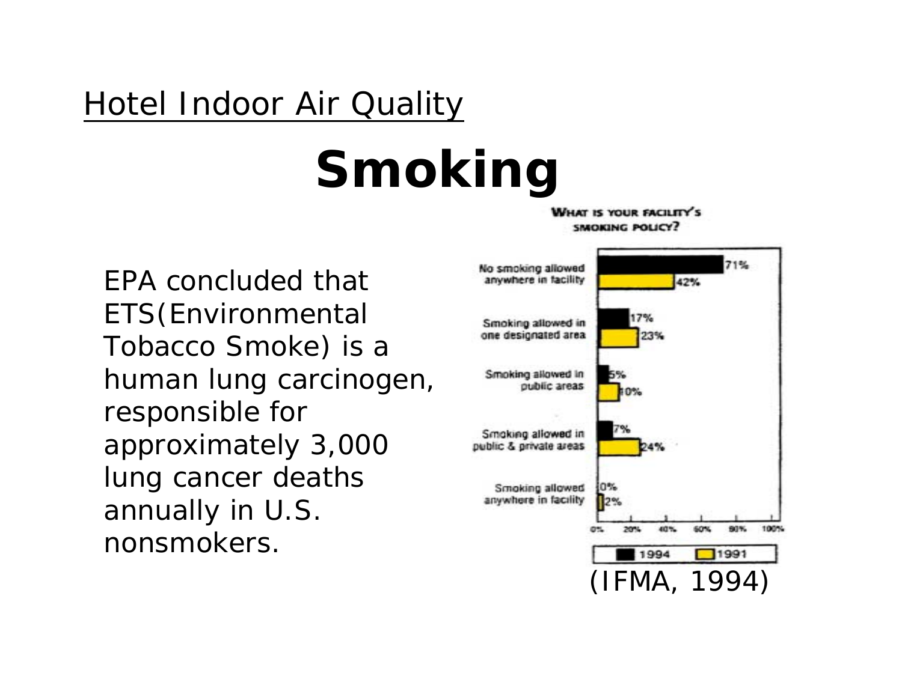Hotel Indoor Air Quality

# Smoking

EPA concluded that ETS(Environmental Tobacco Smoke) is a human lung carcinogen, responsible for approximately 3,000 lung cancer deaths annually in U.S. nonsmokers.

WHAT IS YOUR FACILITY'S SMOKING POLICY?

No smoking allowed anywhere in facility
71%
42%

Smoking allowed in one designated area
17%
23%

Smoking allowed in public areas
5%
10%

Smoking allowed in public & private areas
7%
24%

Smoking allowed anywhere in facility
0%
2%

0% 20% 40% 60% 80% 100%

1994 1991

(IFMA, 1994)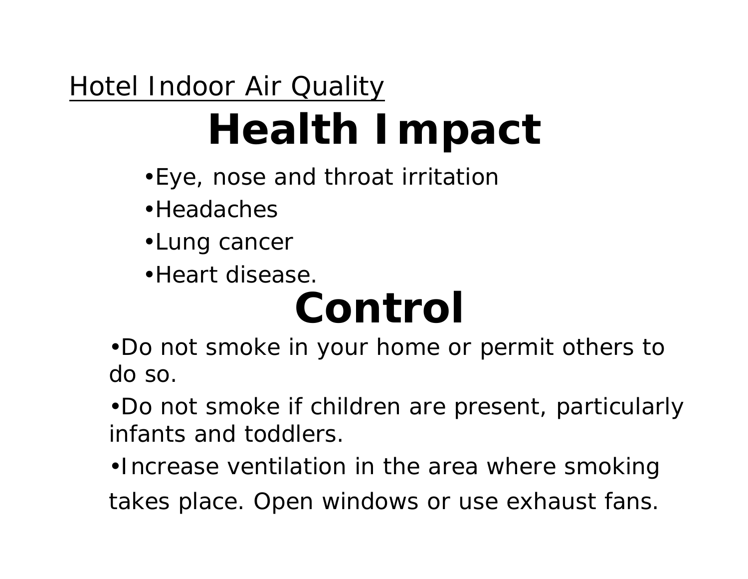Hotel Indoor Air Quality

# Health Impact

- Eye, nose and throat irritation
- Headaches
- Lung cancer
- Heart disease.

# Control

- Do not smoke in your home or permit others to do so.
- Do not smoke if children are present, particularly infants and toddlers.
- Increase ventilation in the area where smoking takes place. Open windows or use exhaust fans.